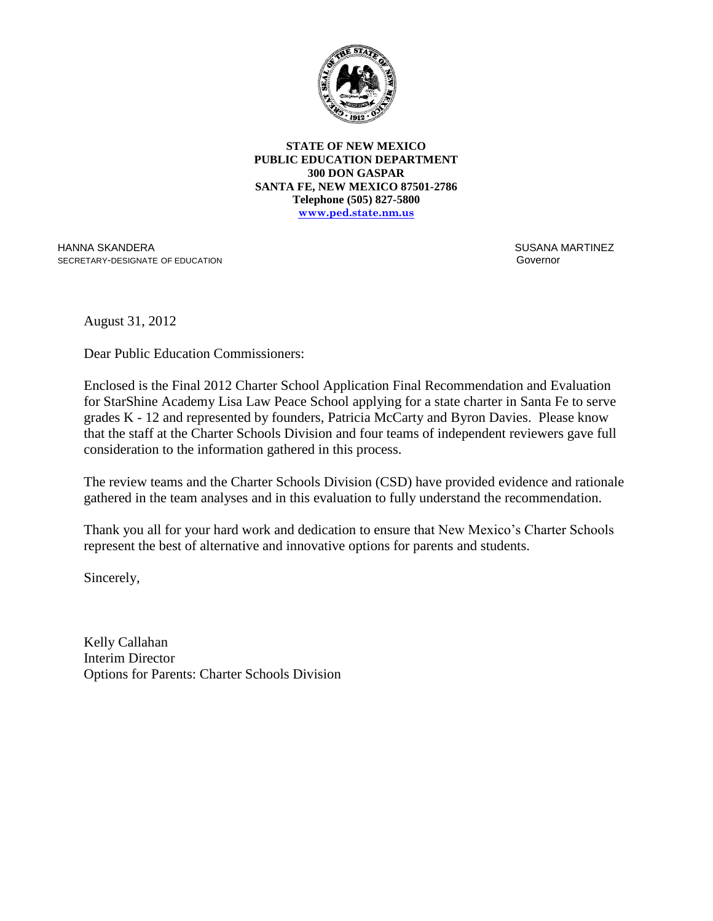**STATE OF NEW MEXICO**
**PUBLIC EDUCATION DEPARTMENT**
**300 DON GASPAR**
**SANTA FE, NEW MEXICO 87501-2786**
**Telephone (505) 827-5800**
**www.ped.state.nm.us**

HANNA SKANDERA
SECRETARY-DESIGNATE OF EDUCATION

SUSANA MARTINEZ
Governor

August 31, 2012

Dear Public Education Commissioners:

Enclosed is the Final 2012 Charter School Application Final Recommendation and Evaluation for StarShine Academy Lisa Law Peace School applying for a state charter in Santa Fe to serve grades K - 12 and represented by founders, Patricia McCarty and Byron Davies. Please know that the staff at the Charter Schools Division and four teams of independent reviewers gave full consideration to the information gathered in this process.

The review teams and the Charter Schools Division (CSD) have provided evidence and rationale gathered in the team analyses and in this evaluation to fully understand the recommendation.

Thank you all for your hard work and dedication to ensure that New Mexico's Charter Schools represent the best of alternative and innovative options for parents and students.

Sincerely,

Kelly Callahan
Interim Director
Options for Parents: Charter Schools Division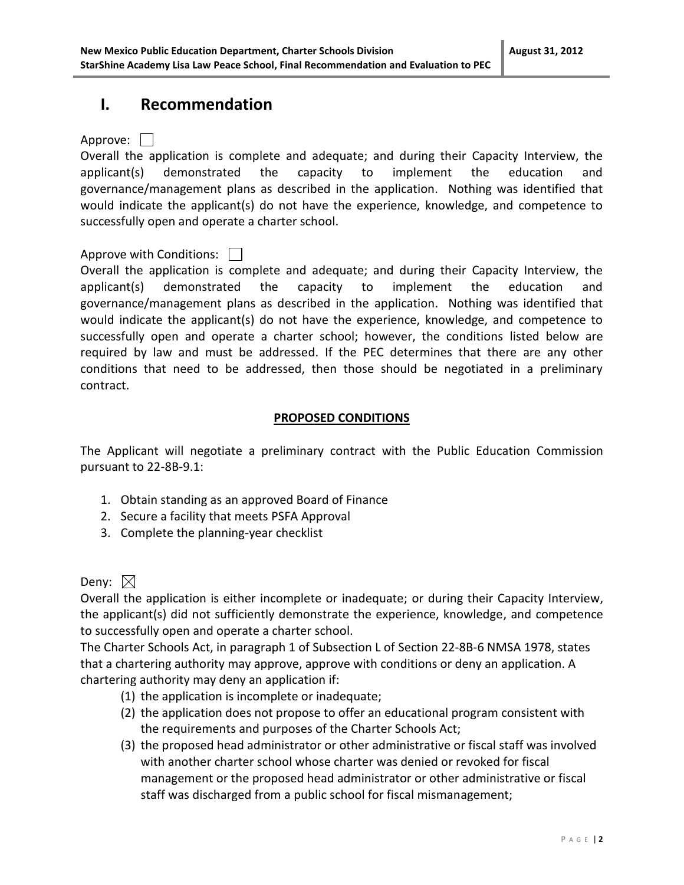# I. Recommendation

Approve: ☐

Overall the application is complete and adequate; and during their Capacity Interview, the applicant(s) demonstrated the capacity to implement the education and governance/management plans as described in the application. Nothing was identified that would indicate the applicant(s) do not have the experience, knowledge, and competence to successfully open and operate a charter school.

Approve with Conditions: ☐

Overall the application is complete and adequate; and during their Capacity Interview, the applicant(s) demonstrated the capacity to implement the education and governance/management plans as described in the application. Nothing was identified that would indicate the applicant(s) do not have the experience, knowledge, and competence to successfully open and operate a charter school; however, the conditions listed below are required by law and must be addressed. If the PEC determines that there are any other conditions that need to be addressed, then those should be negotiated in a preliminary contract.

**PROPOSED CONDITIONS**

The Applicant will negotiate a preliminary contract with the Public Education Commission pursuant to 22-8B-9.1:

1. Obtain standing as an approved Board of Finance
2. Secure a facility that meets PSFA Approval
3. Complete the planning-year checklist

Deny: ☒

Overall the application is either incomplete or inadequate; or during their Capacity Interview, the applicant(s) did not sufficiently demonstrate the experience, knowledge, and competence to successfully open and operate a charter school.

The Charter Schools Act, in paragraph 1 of Subsection L of Section 22-8B-6 NMSA 1978, states that a chartering authority may approve, approve with conditions or deny an application. A chartering authority may deny an application if:

(1) the application is incomplete or inadequate;

(2) the application does not propose to offer an educational program consistent with the requirements and purposes of the Charter Schools Act;

(3) the proposed head administrator or other administrative or fiscal staff was involved with another charter school whose charter was denied or revoked for fiscal management or the proposed head administrator or other administrative or fiscal staff was discharged from a public school for fiscal mismanagement;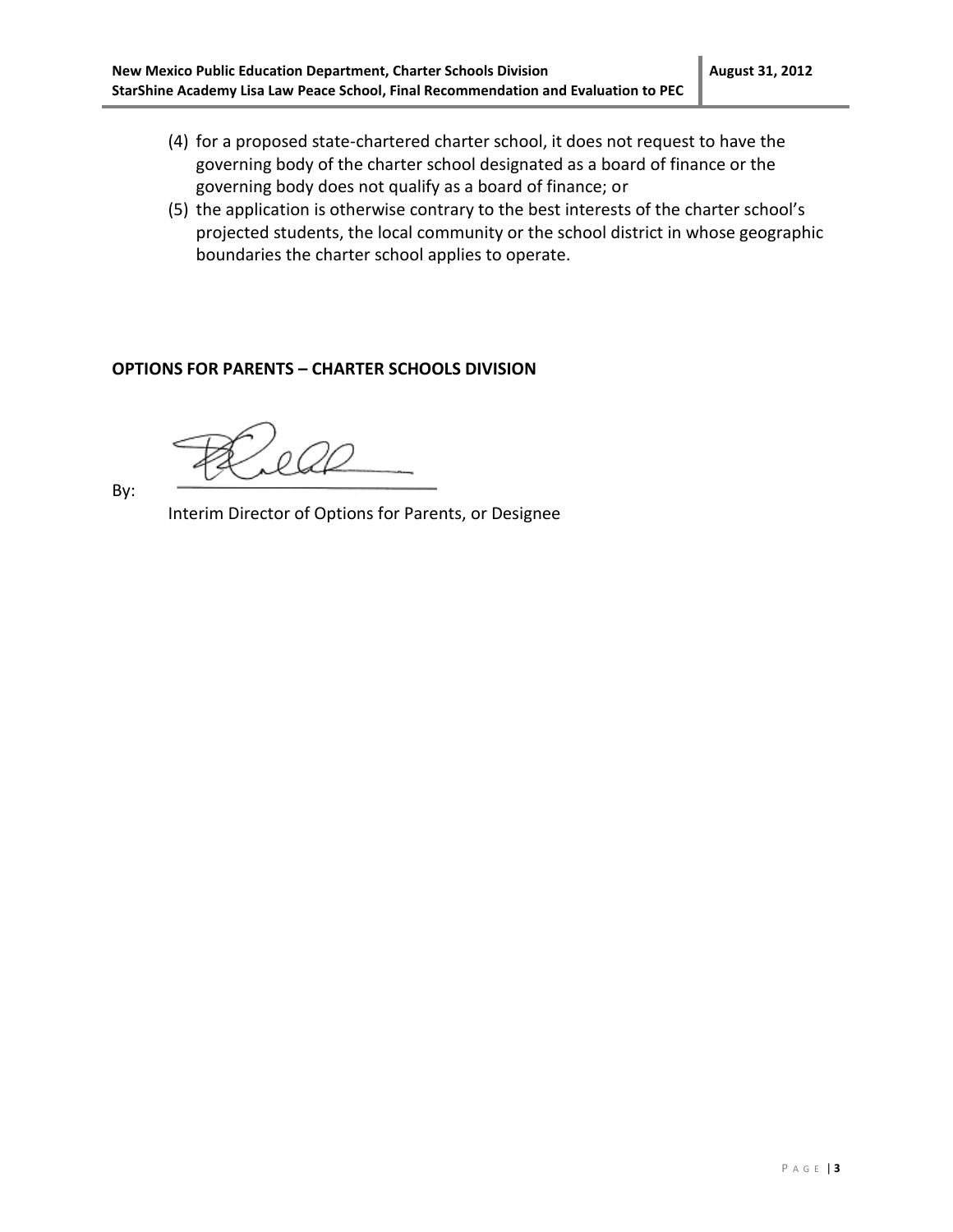(4) for a proposed state-chartered charter school, it does not request to have the governing body of the charter school designated as a board of finance or the governing body does not qualify as a board of finance; or

(5) the application is otherwise contrary to the best interests of the charter school's projected students, the local community or the school district in whose geographic boundaries the charter school applies to operate.

**OPTIONS FOR PARENTS – CHARTER SCHOOLS DIVISION**

By: ______________________________

Interim Director of Options for Parents, or Designee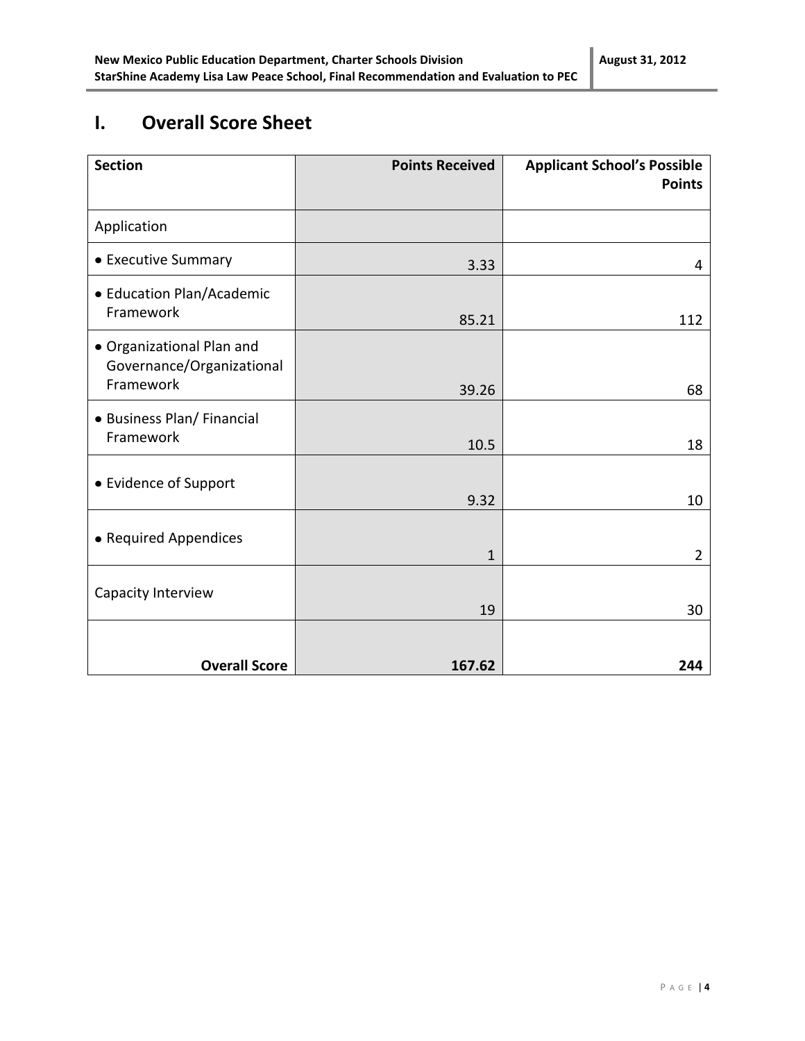# I. Overall Score Sheet

| Section | Points Received | Applicant School's Possible Points |
|---|---|---|
| Application | | |
| • Executive Summary | 3.33 | 4 |
| • Education Plan/Academic Framework | 85.21 | 112 |
| • Organizational Plan and Governance/Organizational Framework | 39.26 | 68 |
| • Business Plan/ Financial Framework | 10.5 | 18 |
| • Evidence of Support | 9.32 | 10 |
| • Required Appendices | 1 | 2 |
| Capacity Interview | 19 | 30 |
| **Overall Score** | **167.62** | **244** |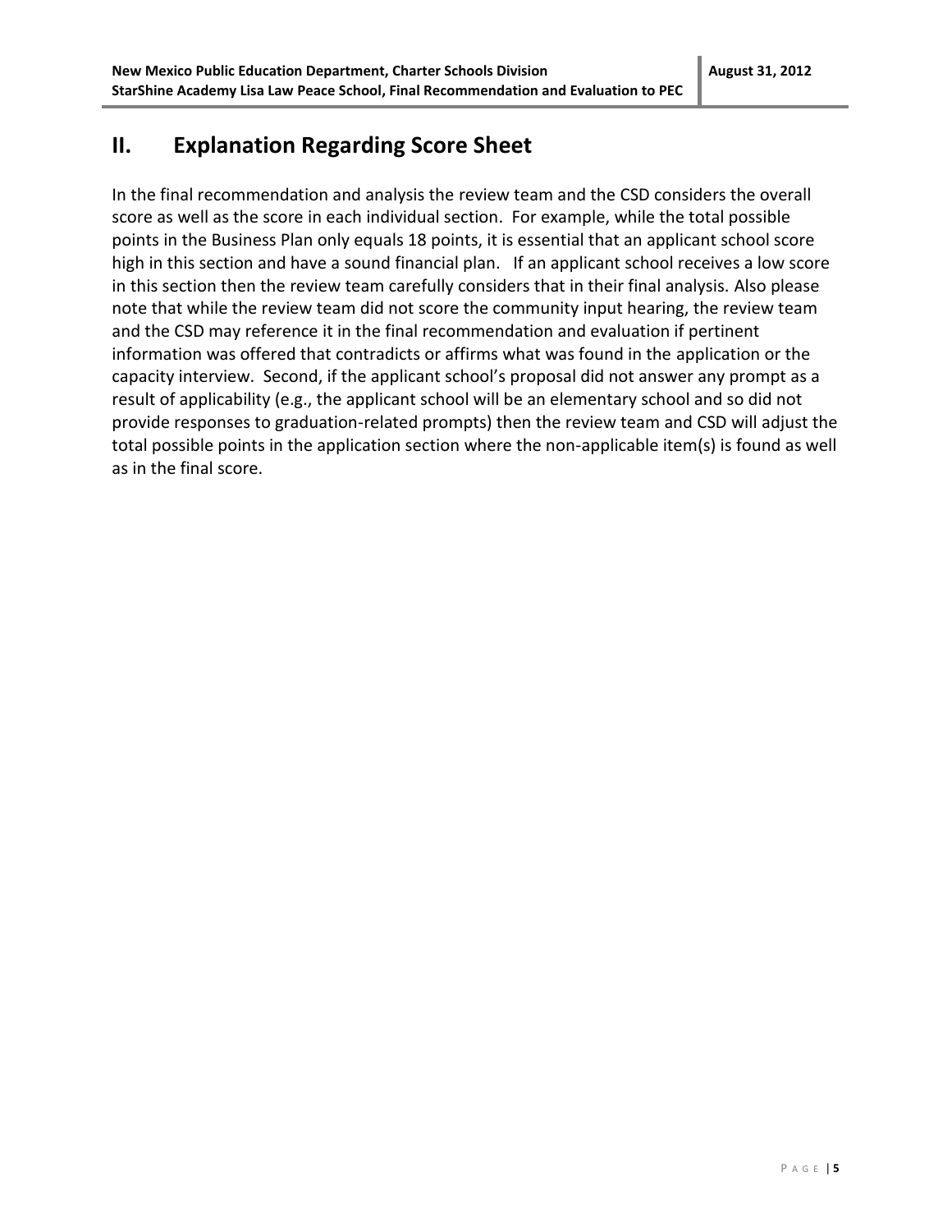## II. Explanation Regarding Score Sheet

In the final recommendation and analysis the review team and the CSD considers the overall score as well as the score in each individual section. For example, while the total possible points in the Business Plan only equals 18 points, it is essential that an applicant school score high in this section and have a sound financial plan. If an applicant school receives a low score in this section then the review team carefully considers that in their final analysis. Also please note that while the review team did not score the community input hearing, the review team and the CSD may reference it in the final recommendation and evaluation if pertinent information was offered that contradicts or affirms what was found in the application or the capacity interview. Second, if the applicant school's proposal did not answer any prompt as a result of applicability (e.g., the applicant school will be an elementary school and so did not provide responses to graduation-related prompts) then the review team and CSD will adjust the total possible points in the application section where the non-applicable item(s) is found as well as in the final score.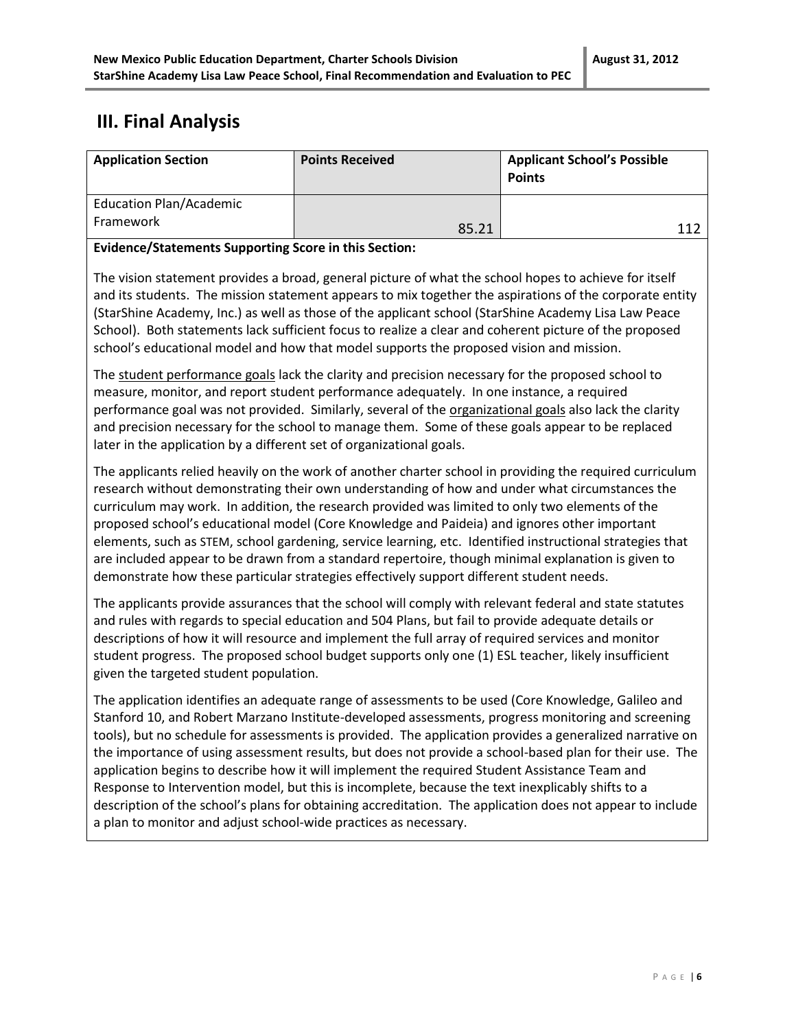## III. Final Analysis

| Application Section | Points Received | Applicant School's Possible Points |
|---|---|---|
| Education Plan/Academic Framework | 85.21 | 112 |

**Evidence/Statements Supporting Score in this Section:**

The vision statement provides a broad, general picture of what the school hopes to achieve for itself and its students. The mission statement appears to mix together the aspirations of the corporate entity (StarShine Academy, Inc.) as well as those of the applicant school (StarShine Academy Lisa Law Peace School). Both statements lack sufficient focus to realize a clear and coherent picture of the proposed school's educational model and how that model supports the proposed vision and mission.

The student performance goals lack the clarity and precision necessary for the proposed school to measure, monitor, and report student performance adequately. In one instance, a required performance goal was not provided. Similarly, several of the organizational goals also lack the clarity and precision necessary for the school to manage them. Some of these goals appear to be replaced later in the application by a different set of organizational goals.

The applicants relied heavily on the work of another charter school in providing the required curriculum research without demonstrating their own understanding of how and under what circumstances the curriculum may work. In addition, the research provided was limited to only two elements of the proposed school's educational model (Core Knowledge and Paideia) and ignores other important elements, such as STEM, school gardening, service learning, etc. Identified instructional strategies that are included appear to be drawn from a standard repertoire, though minimal explanation is given to demonstrate how these particular strategies effectively support different student needs.

The applicants provide assurances that the school will comply with relevant federal and state statutes and rules with regards to special education and 504 Plans, but fail to provide adequate details or descriptions of how it will resource and implement the full array of required services and monitor student progress. The proposed school budget supports only one (1) ESL teacher, likely insufficient given the targeted student population.

The application identifies an adequate range of assessments to be used (Core Knowledge, Galileo and Stanford 10, and Robert Marzano Institute-developed assessments, progress monitoring and screening tools), but no schedule for assessments is provided. The application provides a generalized narrative on the importance of using assessment results, but does not provide a school-based plan for their use. The application begins to describe how it will implement the required Student Assistance Team and Response to Intervention model, but this is incomplete, because the text inexplicably shifts to a description of the school's plans for obtaining accreditation. The application does not appear to include a plan to monitor and adjust school-wide practices as necessary.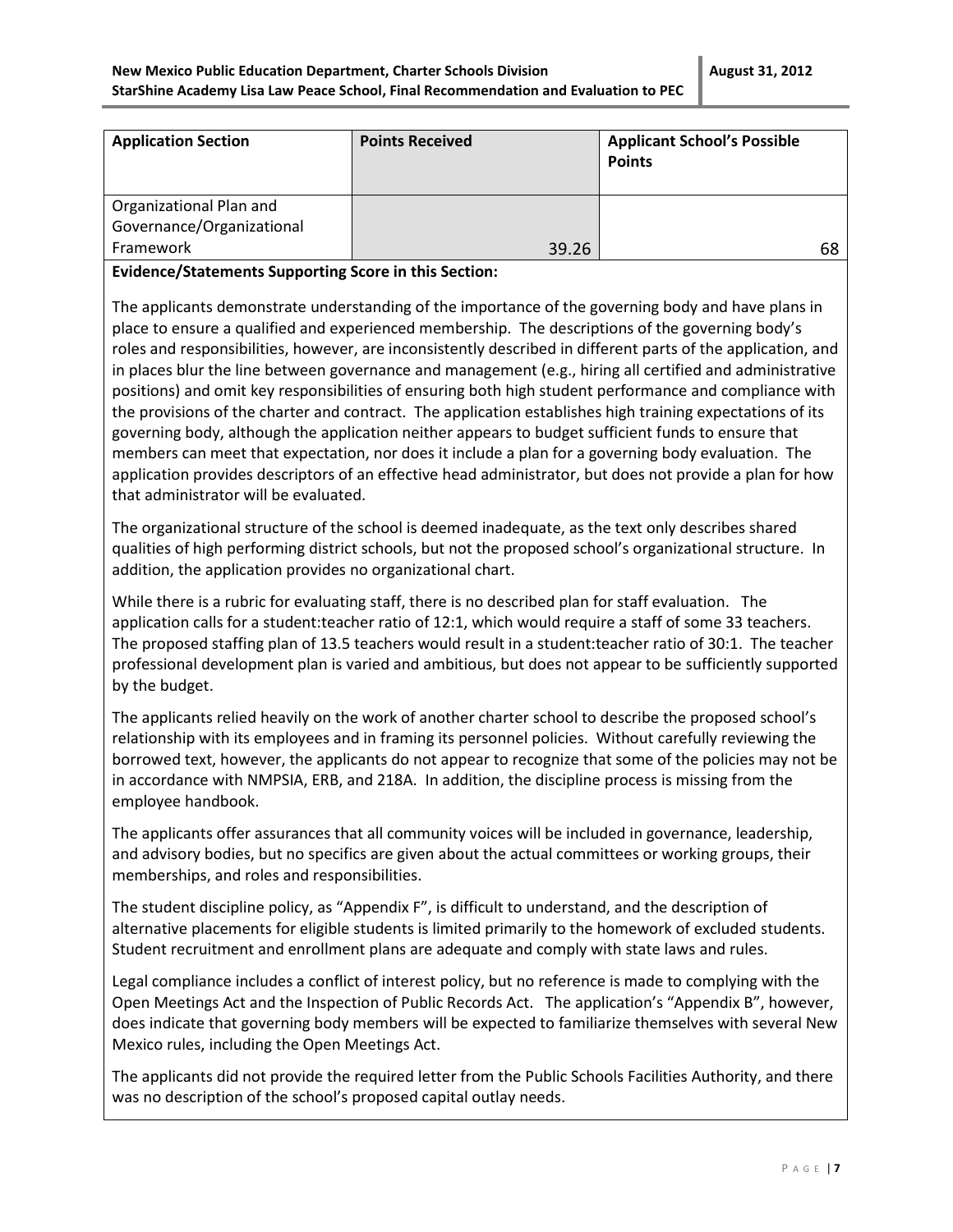| Application Section | Points Received | Applicant School's Possible Points |
|---|---|---|
| Organizational Plan and Governance/Organizational Framework | 39.26 | 68 |

**Evidence/Statements Supporting Score in this Section:**

The applicants demonstrate understanding of the importance of the governing body and have plans in place to ensure a qualified and experienced membership. The descriptions of the governing body's roles and responsibilities, however, are inconsistently described in different parts of the application, and in places blur the line between governance and management (e.g., hiring all certified and administrative positions) and omit key responsibilities of ensuring both high student performance and compliance with the provisions of the charter and contract. The application establishes high training expectations of its governing body, although the application neither appears to budget sufficient funds to ensure that members can meet that expectation, nor does it include a plan for a governing body evaluation. The application provides descriptors of an effective head administrator, but does not provide a plan for how that administrator will be evaluated.

The organizational structure of the school is deemed inadequate, as the text only describes shared qualities of high performing district schools, but not the proposed school's organizational structure. In addition, the application provides no organizational chart.

While there is a rubric for evaluating staff, there is no described plan for staff evaluation. The application calls for a student:teacher ratio of 12:1, which would require a staff of some 33 teachers. The proposed staffing plan of 13.5 teachers would result in a student:teacher ratio of 30:1. The teacher professional development plan is varied and ambitious, but does not appear to be sufficiently supported by the budget.

The applicants relied heavily on the work of another charter school to describe the proposed school's relationship with its employees and in framing its personnel policies. Without carefully reviewing the borrowed text, however, the applicants do not appear to recognize that some of the policies may not be in accordance with NMPSIA, ERB, and 218A. In addition, the discipline process is missing from the employee handbook.

The applicants offer assurances that all community voices will be included in governance, leadership, and advisory bodies, but no specifics are given about the actual committees or working groups, their memberships, and roles and responsibilities.

The student discipline policy, as "Appendix F", is difficult to understand, and the description of alternative placements for eligible students is limited primarily to the homework of excluded students. Student recruitment and enrollment plans are adequate and comply with state laws and rules.

Legal compliance includes a conflict of interest policy, but no reference is made to complying with the Open Meetings Act and the Inspection of Public Records Act. The application's "Appendix B", however, does indicate that governing body members will be expected to familiarize themselves with several New Mexico rules, including the Open Meetings Act.

The applicants did not provide the required letter from the Public Schools Facilities Authority, and there was no description of the school's proposed capital outlay needs.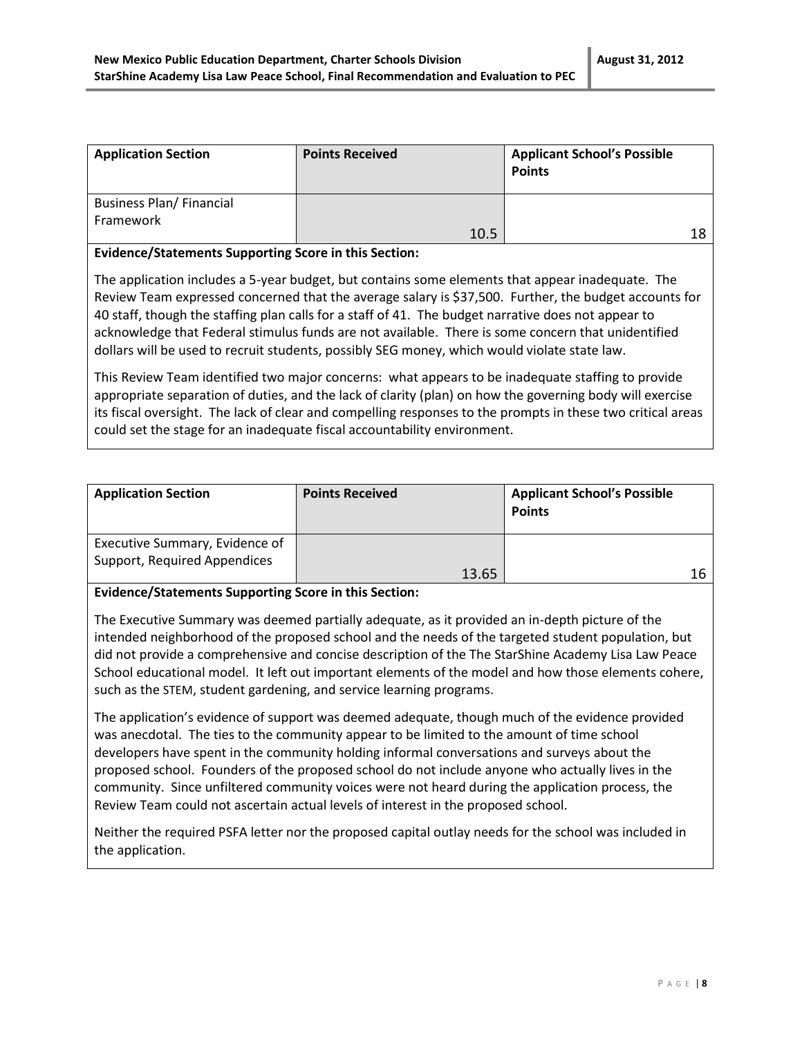| Application Section | Points Received | Applicant School's Possible Points |
|---|---|---|
| Business Plan/ Financial Framework | 10.5 | 18 |

**Evidence/Statements Supporting Score in this Section:**

The application includes a 5-year budget, but contains some elements that appear inadequate. The Review Team expressed concerned that the average salary is $37,500. Further, the budget accounts for 40 staff, though the staffing plan calls for a staff of 41. The budget narrative does not appear to acknowledge that Federal stimulus funds are not available. There is some concern that unidentified dollars will be used to recruit students, possibly SEG money, which would violate state law.

This Review Team identified two major concerns: what appears to be inadequate staffing to provide appropriate separation of duties, and the lack of clarity (plan) on how the governing body will exercise its fiscal oversight. The lack of clear and compelling responses to the prompts in these two critical areas could set the stage for an inadequate fiscal accountability environment.

| Application Section | Points Received | Applicant School's Possible Points |
|---|---|---|
| Executive Summary, Evidence of Support, Required Appendices | 13.65 | 16 |

**Evidence/Statements Supporting Score in this Section:**

The Executive Summary was deemed partially adequate, as it provided an in-depth picture of the intended neighborhood of the proposed school and the needs of the targeted student population, but did not provide a comprehensive and concise description of the The StarShine Academy Lisa Law Peace School educational model. It left out important elements of the model and how those elements cohere, such as the STEM, student gardening, and service learning programs.

The application's evidence of support was deemed adequate, though much of the evidence provided was anecdotal. The ties to the community appear to be limited to the amount of time school developers have spent in the community holding informal conversations and surveys about the proposed school. Founders of the proposed school do not include anyone who actually lives in the community. Since unfiltered community voices were not heard during the application process, the Review Team could not ascertain actual levels of interest in the proposed school.

Neither the required PSFA letter nor the proposed capital outlay needs for the school was included in the application.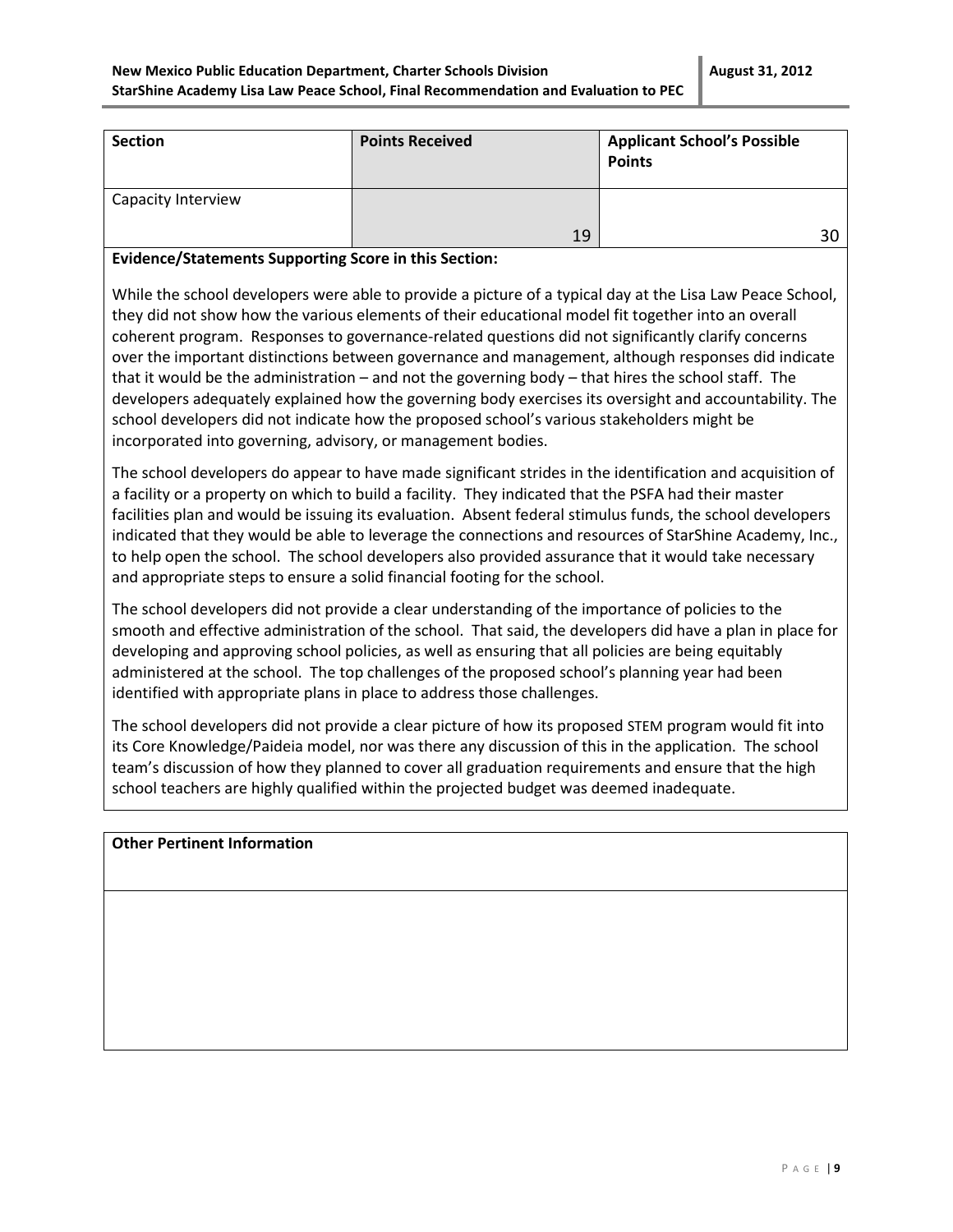| Section | Points Received | Applicant School's Possible Points |
|---|---|---|
| Capacity Interview | 19 | 30 |

**Evidence/Statements Supporting Score in this Section:**

While the school developers were able to provide a picture of a typical day at the Lisa Law Peace School, they did not show how the various elements of their educational model fit together into an overall coherent program. Responses to governance-related questions did not significantly clarify concerns over the important distinctions between governance and management, although responses did indicate that it would be the administration – and not the governing body – that hires the school staff. The developers adequately explained how the governing body exercises its oversight and accountability. The school developers did not indicate how the proposed school's various stakeholders might be incorporated into governing, advisory, or management bodies.

The school developers do appear to have made significant strides in the identification and acquisition of a facility or a property on which to build a facility. They indicated that the PSFA had their master facilities plan and would be issuing its evaluation. Absent federal stimulus funds, the school developers indicated that they would be able to leverage the connections and resources of StarShine Academy, Inc., to help open the school. The school developers also provided assurance that it would take necessary and appropriate steps to ensure a solid financial footing for the school.

The school developers did not provide a clear understanding of the importance of policies to the smooth and effective administration of the school. That said, the developers did have a plan in place for developing and approving school policies, as well as ensuring that all policies are being equitably administered at the school. The top challenges of the proposed school's planning year had been identified with appropriate plans in place to address those challenges.

The school developers did not provide a clear picture of how its proposed STEM program would fit into its Core Knowledge/Paideia model, nor was there any discussion of this in the application. The school team's discussion of how they planned to cover all graduation requirements and ensure that the high school teachers are highly qualified within the projected budget was deemed inadequate.

**Other Pertinent Information**